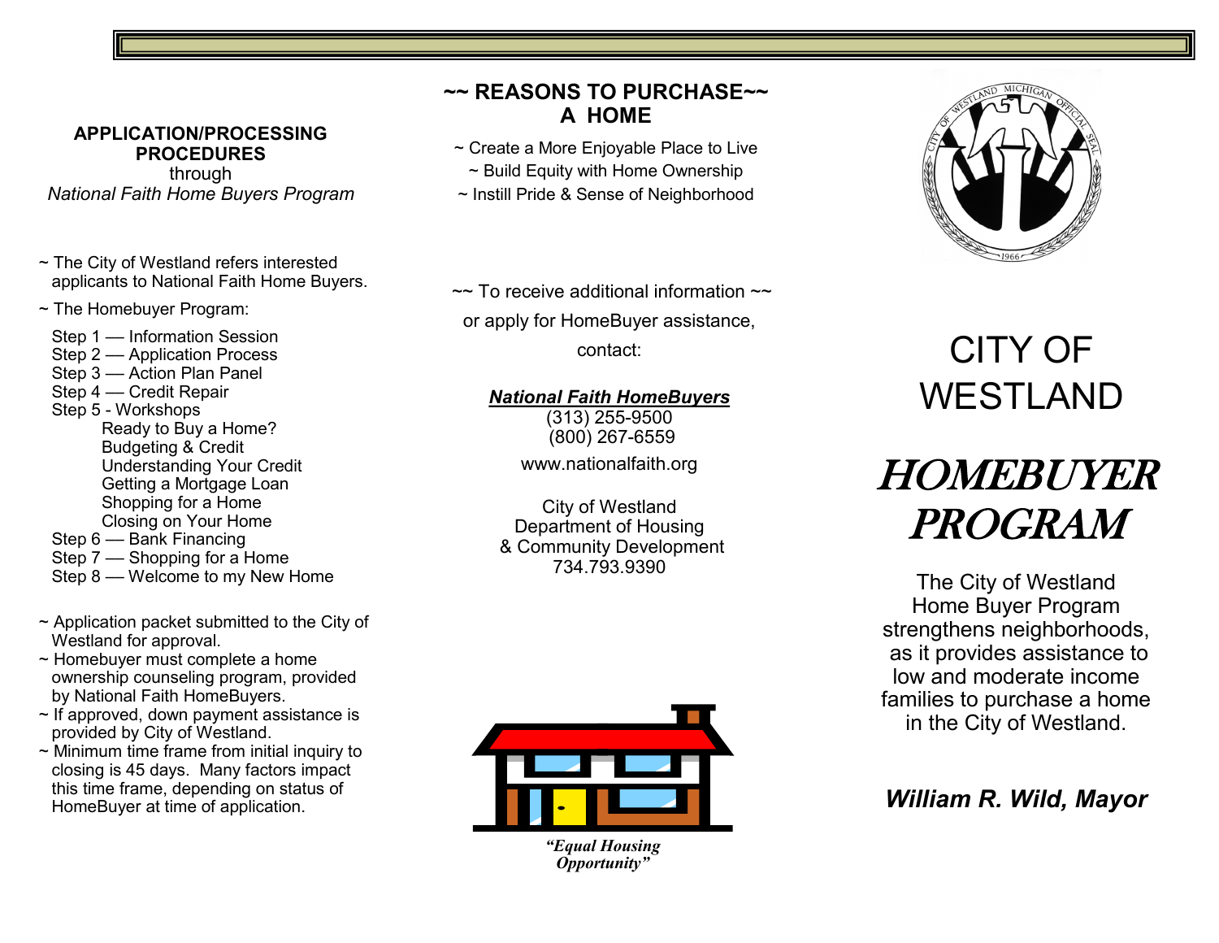## APPLICATION/PROCESSING PROCEDURES

through

*National Faith Home Buyers Program*

~ The City of Westland refers interested applicants to National Faith Home Buyers.

~ The Homebuyer Program:

Step 1 — Information Session
Step 2 — Application Process
Step 3 — Action Plan Panel
Step 4 — Credit Repair
Step 5 - Workshops
- Ready to Buy a Home?
- Budgeting & Credit
- Understanding Your Credit
- Getting a Mortgage Loan
- Shopping for a Home
- Closing on Your Home

Step 6 — Bank Financing
Step 7 — Shopping for a Home
Step 8 — Welcome to my New Home

~ Application packet submitted to the City of Westland for approval.
~ Homebuyer must complete a home ownership counseling program, provided by National Faith HomeBuyers.
~ If approved, down payment assistance is provided by City of Westland.
~ Minimum time frame from initial inquiry to closing is 45 days. Many factors impact this time frame, depending on status of HomeBuyer at time of application.

## ~~ REASONS TO PURCHASE~~ A HOME

~ Create a More Enjoyable Place to Live
~ Build Equity with Home Ownership
~ Instill Pride & Sense of Neighborhood

~~ To receive additional information ~~
or apply for HomeBuyer assistance,
contact:

***National Faith HomeBuyers***
(313) 255-9500
(800) 267-6559
www.nationalfaith.org

City of Westland
Department of Housing
& Community Development
734.793.9390

*"Equal Housing Opportunity"*

CITY OF WESTLAND MICHIGAN OFFICIAL SEAL 1966

# CITY OF WESTLAND

# *HOMEBUYER PROGRAM*

The City of Westland Home Buyer Program strengthens neighborhoods, as it provides assistance to low and moderate income families to purchase a home in the City of Westland.

***William R. Wild, Mayor***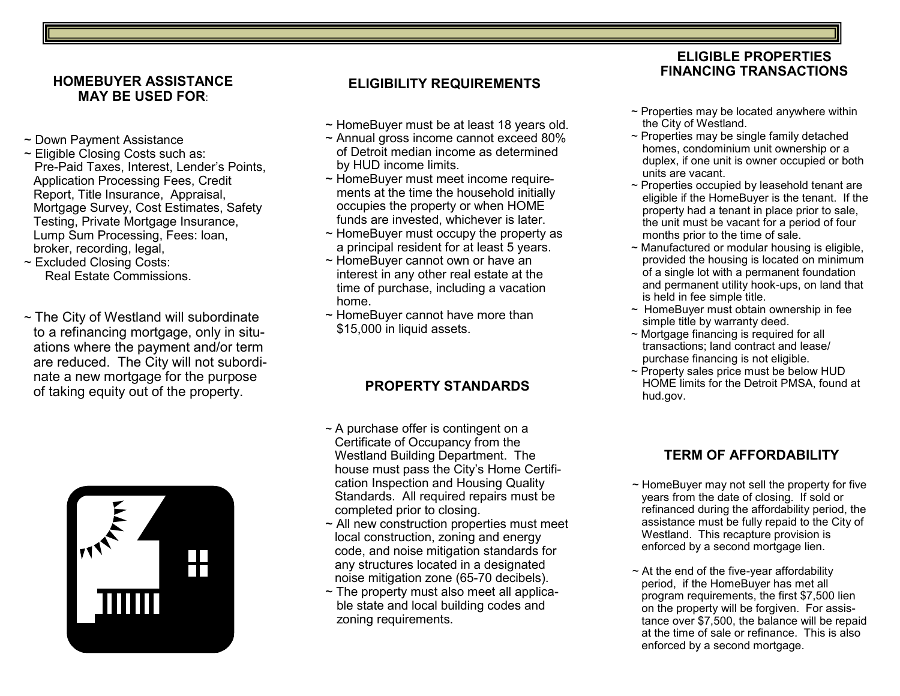## HOMEBUYER ASSISTANCE MAY BE USED FOR:

- ~ Down Payment Assistance
- ~ Eligible Closing Costs such as: Pre-Paid Taxes, Interest, Lender's Points, Application Processing Fees, Credit Report, Title Insurance, Appraisal, Mortgage Survey, Cost Estimates, Safety Testing, Private Mortgage Insurance, Lump Sum Processing, Fees: loan, broker, recording, legal,
- ~ Excluded Closing Costs: Real Estate Commissions.

~ The City of Westland will subordinate to a refinancing mortgage, only in situations where the payment and/or term are reduced. The City will not subordinate a new mortgage for the purpose of taking equity out of the property.

## ELIGIBILITY REQUIREMENTS

- ~ HomeBuyer must be at least 18 years old.
- ~ Annual gross income cannot exceed 80% of Detroit median income as determined by HUD income limits.
- ~ HomeBuyer must meet income requirements at the time the household initially occupies the property or when HOME funds are invested, whichever is later.
- ~ HomeBuyer must occupy the property as a principal resident for at least 5 years.
- ~ HomeBuyer cannot own or have an interest in any other real estate at the time of purchase, including a vacation home.
- ~ HomeBuyer cannot have more than $15,000 in liquid assets.

## PROPERTY STANDARDS

- ~ A purchase offer is contingent on a Certificate of Occupancy from the Westland Building Department. The house must pass the City's Home Certification Inspection and Housing Quality Standards. All required repairs must be completed prior to closing.
- ~ All new construction properties must meet local construction, zoning and energy code, and noise mitigation standards for any structures located in a designated noise mitigation zone (65-70 decibels).
- ~ The property must also meet all applicable state and local building codes and zoning requirements.

## ELIGIBLE PROPERTIES FINANCING TRANSACTIONS

- ~ Properties may be located anywhere within the City of Westland.
- ~ Properties may be single family detached homes, condominium unit ownership or a duplex, if one unit is owner occupied or both units are vacant.
- ~ Properties occupied by leasehold tenant are eligible if the HomeBuyer is the tenant. If the property had a tenant in place prior to sale, the unit must be vacant for a period of four months prior to the time of sale.
- ~ Manufactured or modular housing is eligible, provided the housing is located on minimum of a single lot with a permanent foundation and permanent utility hook-ups, on land that is held in fee simple title.
- ~ HomeBuyer must obtain ownership in fee simple title by warranty deed.
- ~ Mortgage financing is required for all transactions; land contract and lease/ purchase financing is not eligible.
- ~ Property sales price must be below HUD HOME limits for the Detroit PMSA, found at hud.gov.

## TERM OF AFFORDABILITY

- ~ HomeBuyer may not sell the property for five years from the date of closing. If sold or refinanced during the affordability period, the assistance must be fully repaid to the City of Westland. This recapture provision is enforced by a second mortgage lien.
- ~ At the end of the five-year affordability period, if the HomeBuyer has met all program requirements, the first $7,500 lien on the property will be forgiven. For assistance over $7,500, the balance will be repaid at the time of sale or refinance. This is also enforced by a second mortgage.